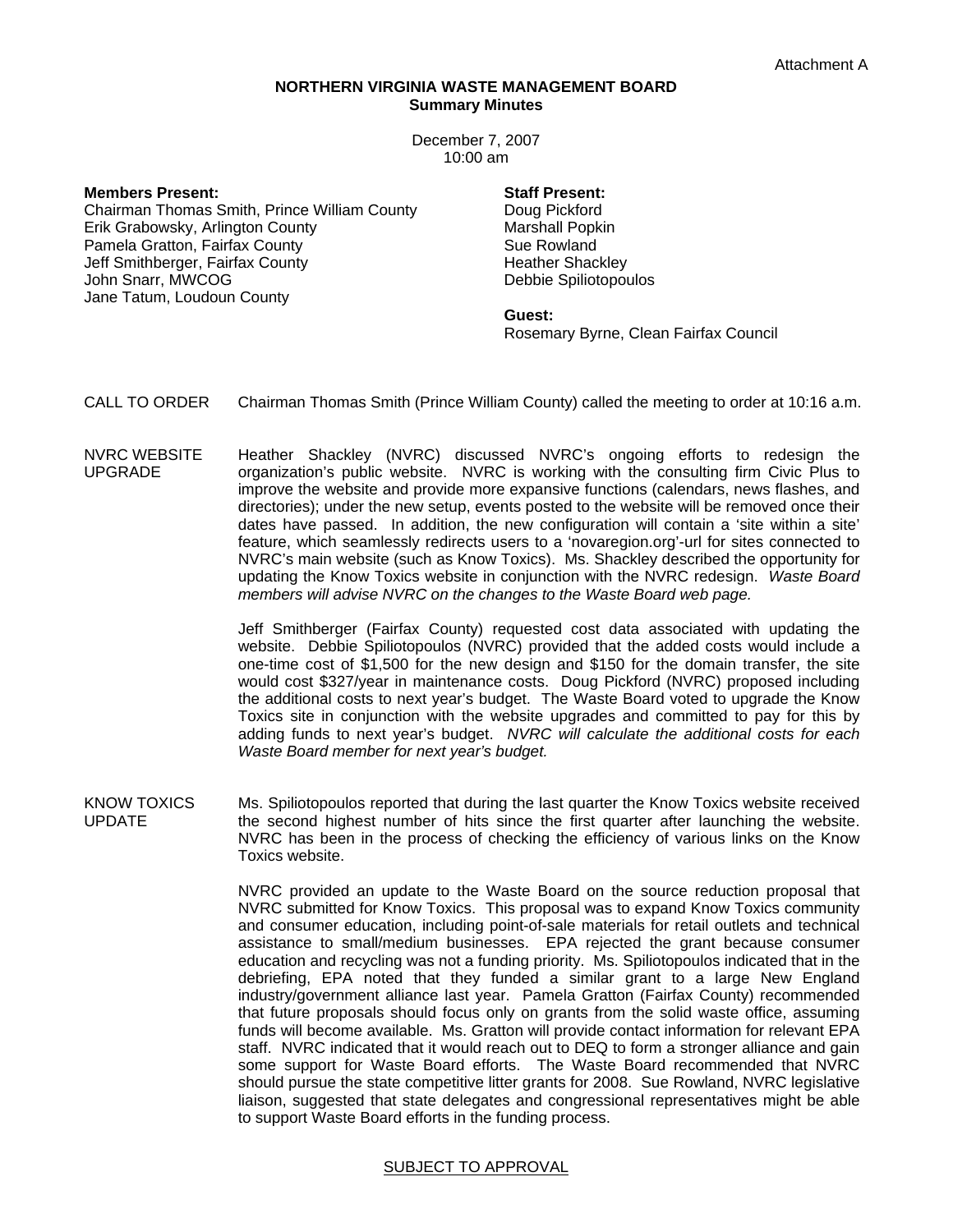Attachment A

**NORTHERN VIRGINIA WASTE MANAGEMENT BOARD**
**Summary Minutes**

December 7, 2007
10:00 am

**Members Present:**
Chairman Thomas Smith, Prince William County
Erik Grabowsky, Arlington County
Pamela Gratton, Fairfax County
Jeff Smithberger, Fairfax County
John Snarr, MWCOG
Jane Tatum, Loudoun County

**Staff Present:**
Doug Pickford
Marshall Popkin
Sue Rowland
Heather Shackley
Debbie Spiliotopoulos

**Guest:**
Rosemary Byrne, Clean Fairfax Council

CALL TO ORDER

Chairman Thomas Smith (Prince William County) called the meeting to order at 10:16 a.m.

NVRC WEBSITE UPGRADE

Heather Shackley (NVRC) discussed NVRC's ongoing efforts to redesign the organization's public website. NVRC is working with the consulting firm Civic Plus to improve the website and provide more expansive functions (calendars, news flashes, and directories); under the new setup, events posted to the website will be removed once their dates have passed. In addition, the new configuration will contain a 'site within a site' feature, which seamlessly redirects users to a 'novaregion.org'-url for sites connected to NVRC's main website (such as Know Toxics). Ms. Shackley described the opportunity for updating the Know Toxics website in conjunction with the NVRC redesign. *Waste Board members will advise NVRC on the changes to the Waste Board web page.*

Jeff Smithberger (Fairfax County) requested cost data associated with updating the website. Debbie Spiliotopoulos (NVRC) provided that the added costs would include a one-time cost of $1,500 for the new design and $150 for the domain transfer, the site would cost $327/year in maintenance costs. Doug Pickford (NVRC) proposed including the additional costs to next year's budget. The Waste Board voted to upgrade the Know Toxics site in conjunction with the website upgrades and committed to pay for this by adding funds to next year's budget. *NVRC will calculate the additional costs for each Waste Board member for next year's budget.*

KNOW TOXICS UPDATE

Ms. Spiliotopoulos reported that during the last quarter the Know Toxics website received the second highest number of hits since the first quarter after launching the website. NVRC has been in the process of checking the efficiency of various links on the Know Toxics website.

NVRC provided an update to the Waste Board on the source reduction proposal that NVRC submitted for Know Toxics. This proposal was to expand Know Toxics community and consumer education, including point-of-sale materials for retail outlets and technical assistance to small/medium businesses. EPA rejected the grant because consumer education and recycling was not a funding priority. Ms. Spiliotopoulos indicated that in the debriefing, EPA noted that they funded a similar grant to a large New England industry/government alliance last year. Pamela Gratton (Fairfax County) recommended that future proposals should focus only on grants from the solid waste office, assuming funds will become available. Ms. Gratton will provide contact information for relevant EPA staff. NVRC indicated that it would reach out to DEQ to form a stronger alliance and gain some support for Waste Board efforts. The Waste Board recommended that NVRC should pursue the state competitive litter grants for 2008. Sue Rowland, NVRC legislative liaison, suggested that state delegates and congressional representatives might be able to support Waste Board efforts in the funding process.

SUBJECT TO APPROVAL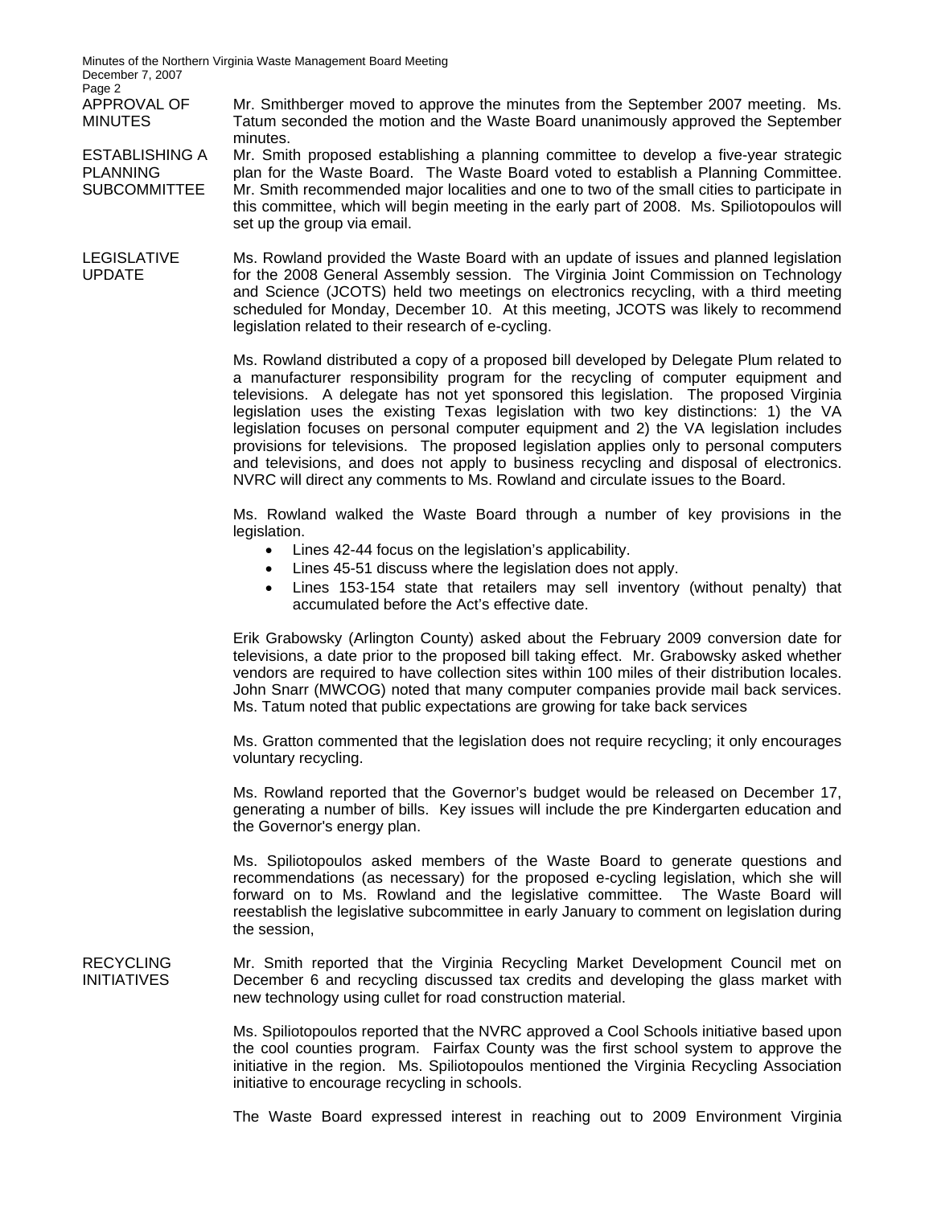**APPROVAL OF MINUTES**

Mr. Smithberger moved to approve the minutes from the September 2007 meeting. Ms. Tatum seconded the motion and the Waste Board unanimously approved the September minutes.

**ESTABLISHING A PLANNING SUBCOMMITTEE**

Mr. Smith proposed establishing a planning committee to develop a five-year strategic plan for the Waste Board. The Waste Board voted to establish a Planning Committee. Mr. Smith recommended major localities and one to two of the small cities to participate in this committee, which will begin meeting in the early part of 2008. Ms. Spiliotopoulos will set up the group via email.

**LEGISLATIVE UPDATE**

Ms. Rowland provided the Waste Board with an update of issues and planned legislation for the 2008 General Assembly session. The Virginia Joint Commission on Technology and Science (JCOTS) held two meetings on electronics recycling, with a third meeting scheduled for Monday, December 10. At this meeting, JCOTS was likely to recommend legislation related to their research of e-cycling.

Ms. Rowland distributed a copy of a proposed bill developed by Delegate Plum related to a manufacturer responsibility program for the recycling of computer equipment and televisions. A delegate has not yet sponsored this legislation. The proposed Virginia legislation uses the existing Texas legislation with two key distinctions: 1) the VA legislation focuses on personal computer equipment and 2) the VA legislation includes provisions for televisions. The proposed legislation applies only to personal computers and televisions, and does not apply to business recycling and disposal of electronics. NVRC will direct any comments to Ms. Rowland and circulate issues to the Board.

Ms. Rowland walked the Waste Board through a number of key provisions in the legislation.

- Lines 42-44 focus on the legislation's applicability.
- Lines 45-51 discuss where the legislation does not apply.
- Lines 153-154 state that retailers may sell inventory (without penalty) that accumulated before the Act's effective date.

Erik Grabowsky (Arlington County) asked about the February 2009 conversion date for televisions, a date prior to the proposed bill taking effect. Mr. Grabowsky asked whether vendors are required to have collection sites within 100 miles of their distribution locales. John Snarr (MWCOG) noted that many computer companies provide mail back services. Ms. Tatum noted that public expectations are growing for take back services

Ms. Gratton commented that the legislation does not require recycling; it only encourages voluntary recycling.

Ms. Rowland reported that the Governor's budget would be released on December 17, generating a number of bills. Key issues will include the pre Kindergarten education and the Governor's energy plan.

Ms. Spiliotopoulos asked members of the Waste Board to generate questions and recommendations (as necessary) for the proposed e-cycling legislation, which she will forward on to Ms. Rowland and the legislative committee. The Waste Board will reestablish the legislative subcommittee in early January to comment on legislation during the session,

**RECYCLING INITIATIVES**

Mr. Smith reported that the Virginia Recycling Market Development Council met on December 6 and recycling discussed tax credits and developing the glass market with new technology using cullet for road construction material.

Ms. Spiliotopoulos reported that the NVRC approved a Cool Schools initiative based upon the cool counties program. Fairfax County was the first school system to approve the initiative in the region. Ms. Spiliotopoulos mentioned the Virginia Recycling Association initiative to encourage recycling in schools.

The Waste Board expressed interest in reaching out to 2009 Environment Virginia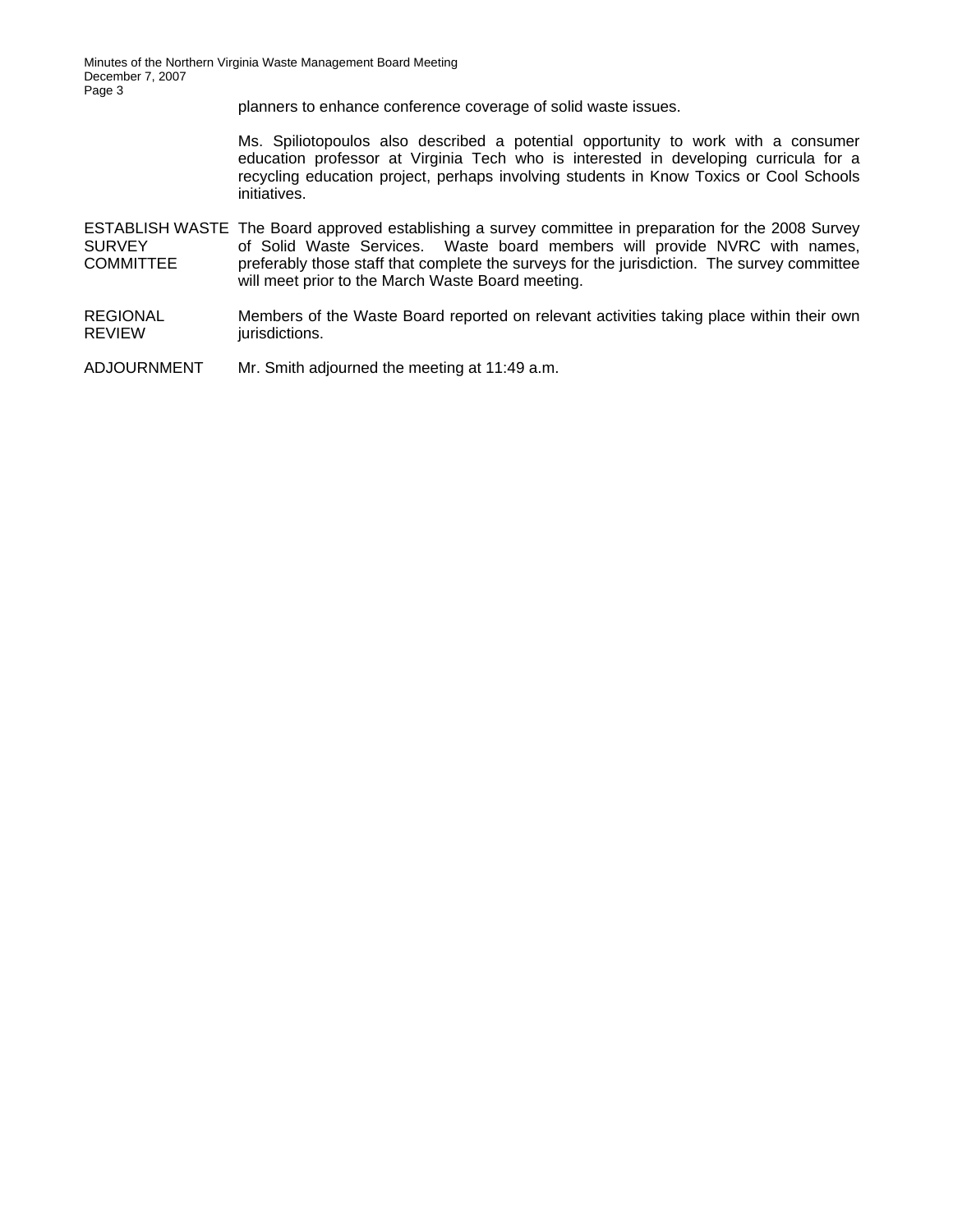planners to enhance conference coverage of solid waste issues.

Ms. Spiliotopoulos also described a potential opportunity to work with a consumer education professor at Virginia Tech who is interested in developing curricula for a recycling education project, perhaps involving students in Know Toxics or Cool Schools initiatives.

**ESTABLISH WASTE SURVEY COMMITTEE**

The Board approved establishing a survey committee in preparation for the 2008 Survey of Solid Waste Services. Waste board members will provide NVRC with names, preferably those staff that complete the surveys for the jurisdiction. The survey committee will meet prior to the March Waste Board meeting.

**REGIONAL REVIEW**

Members of the Waste Board reported on relevant activities taking place within their own jurisdictions.

**ADJOURNMENT**

Mr. Smith adjourned the meeting at 11:49 a.m.